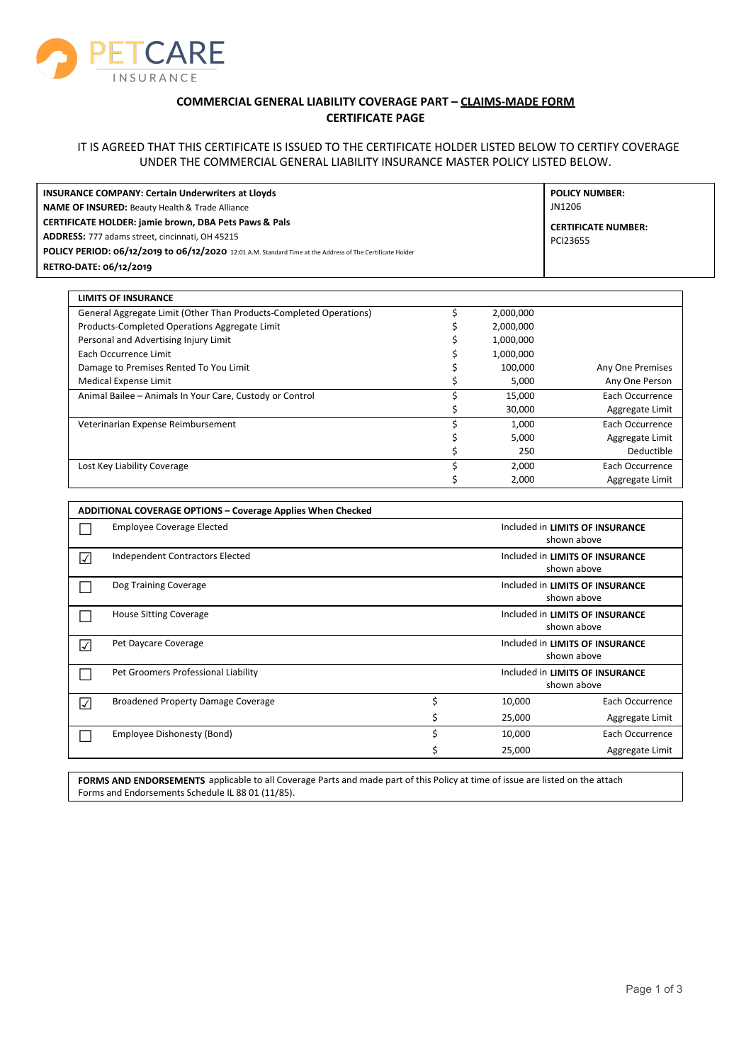PETCARE INSURANCE

**COMMERCIAL GENERAL LIABILITY COVERAGE PART – CLAIMS-MADE FORM**
**CERTIFICATE PAGE**

IT IS AGREED THAT THIS CERTIFICATE IS ISSUED TO THE CERTIFICATE HOLDER LISTED BELOW TO CERTIFY COVERAGE UNDER THE COMMERCIAL GENERAL LIABILITY INSURANCE MASTER POLICY LISTED BELOW.

| | |
|---|---|
| **INSURANCE COMPANY: Certain Underwriters at Lloyds** | **POLICY NUMBER:** |
| **NAME OF INSURED:** Beauty Health & Trade Alliance | JN1206 |
| **CERTIFICATE HOLDER: jamie brown, DBA Pets Paws & Pals** | **CERTIFICATE NUMBER:** |
| **ADDRESS:** 777 adams street, cincinnati, OH 45215 | PCI23655 |
| **POLICY PERIOD: 06/12/2019 to 06/12/2020** 12:01 A.M. Standard Time at the Address of The Certificate Holder | |
| **RETRO-DATE: 06/12/2019** | |

| **LIMITS OF INSURANCE** | | | |
|---|---|---|---|
| General Aggregate Limit (Other Than Products-Completed Operations) | $ | 2,000,000 | |
| Products-Completed Operations Aggregate Limit | $ | 2,000,000 | |
| Personal and Advertising Injury Limit | $ | 1,000,000 | |
| Each Occurrence Limit | $ | 1,000,000 | |
| Damage to Premises Rented To You Limit | $ | 100,000 | Any One Premises |
| Medical Expense Limit | $ | 5,000 | Any One Person |
| Animal Bailee – Animals In Your Care, Custody or Control | $ | 15,000 | Each Occurrence |
| | $ | 30,000 | Aggregate Limit |
| Veterinarian Expense Reimbursement | $ | 1,000 | Each Occurrence |
| | $ | 5,000 | Aggregate Limit |
| | $ | 250 | Deductible |
| Lost Key Liability Coverage | $ | 2,000 | Each Occurrence |
| | $ | 2,000 | Aggregate Limit |

| **ADDITIONAL COVERAGE OPTIONS – Coverage Applies When Checked** | | | | |
|---|---|---|---|---|
| ☐ | Employee Coverage Elected | | | Included in **LIMITS OF INSURANCE** shown above |
| ☑ | Independent Contractors Elected | | | Included in **LIMITS OF INSURANCE** shown above |
| ☐ | Dog Training Coverage | | | Included in **LIMITS OF INSURANCE** shown above |
| ☐ | House Sitting Coverage | | | Included in **LIMITS OF INSURANCE** shown above |
| ☑ | Pet Daycare Coverage | | | Included in **LIMITS OF INSURANCE** shown above |
| ☐ | Pet Groomers Professional Liability | | | Included in **LIMITS OF INSURANCE** shown above |
| ☑ | Broadened Property Damage Coverage | $ | 10,000 | Each Occurrence |
| | | $ | 25,000 | Aggregate Limit |
| ☐ | Employee Dishonesty (Bond) | $ | 10,000 | Each Occurrence |
| | | $ | 25,000 | Aggregate Limit |

**FORMS AND ENDORSEMENTS** applicable to all Coverage Parts and made part of this Policy at time of issue are listed on the attach Forms and Endorsements Schedule IL 88 01 (11/85).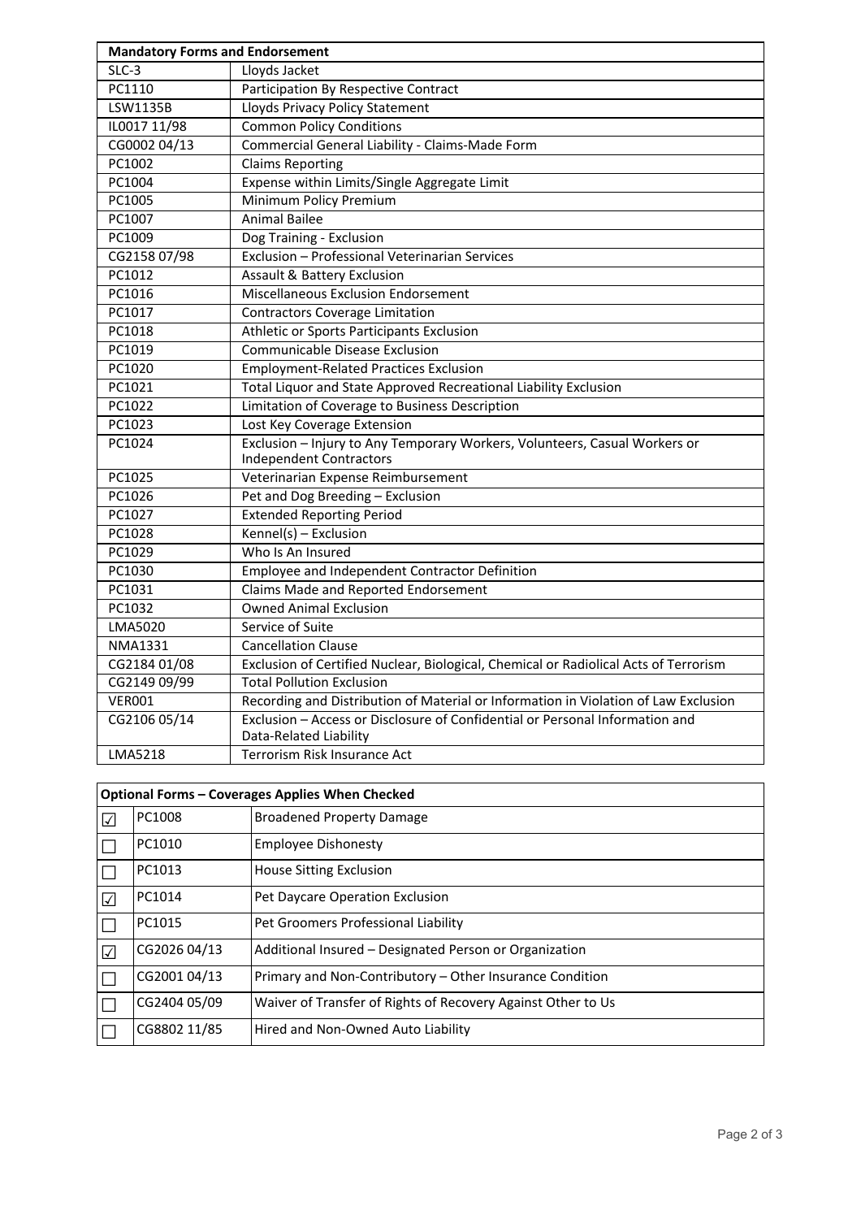| Mandatory Forms and Endorsement | |
|---|---|
| SLC-3 | Lloyds Jacket |
| PC1110 | Participation By Respective Contract |
| LSW1135B | Lloyds Privacy Policy Statement |
| IL0017 11/98 | Common Policy Conditions |
| CG0002 04/13 | Commercial General Liability - Claims-Made Form |
| PC1002 | Claims Reporting |
| PC1004 | Expense within Limits/Single Aggregate Limit |
| PC1005 | Minimum Policy Premium |
| PC1007 | Animal Bailee |
| PC1009 | Dog Training - Exclusion |
| CG2158 07/98 | Exclusion – Professional Veterinarian Services |
| PC1012 | Assault & Battery Exclusion |
| PC1016 | Miscellaneous Exclusion Endorsement |
| PC1017 | Contractors Coverage Limitation |
| PC1018 | Athletic or Sports Participants Exclusion |
| PC1019 | Communicable Disease Exclusion |
| PC1020 | Employment-Related Practices Exclusion |
| PC1021 | Total Liquor and State Approved Recreational Liability Exclusion |
| PC1022 | Limitation of Coverage to Business Description |
| PC1023 | Lost Key Coverage Extension |
| PC1024 | Exclusion – Injury to Any Temporary Workers, Volunteers, Casual Workers or Independent Contractors |
| PC1025 | Veterinarian Expense Reimbursement |
| PC1026 | Pet and Dog Breeding – Exclusion |
| PC1027 | Extended Reporting Period |
| PC1028 | Kennel(s) – Exclusion |
| PC1029 | Who Is An Insured |
| PC1030 | Employee and Independent Contractor Definition |
| PC1031 | Claims Made and Reported Endorsement |
| PC1032 | Owned Animal Exclusion |
| LMA5020 | Service of Suite |
| NMA1331 | Cancellation Clause |
| CG2184 01/08 | Exclusion of Certified Nuclear, Biological, Chemical or Radiolical Acts of Terrorism |
| CG2149 09/99 | Total Pollution Exclusion |
| VER001 | Recording and Distribution of Material or Information in Violation of Law Exclusion |
| CG2106 05/14 | Exclusion – Access or Disclosure of Confidential or Personal Information and Data-Related Liability |
| LMA5218 | Terrorism Risk Insurance Act |

| Optional Forms – Coverages Applies When Checked | | |
|---|---|---|
| ☑ | PC1008 | Broadened Property Damage |
| ☐ | PC1010 | Employee Dishonesty |
| ☐ | PC1013 | House Sitting Exclusion |
| ☑ | PC1014 | Pet Daycare Operation Exclusion |
| ☐ | PC1015 | Pet Groomers Professional Liability |
| ☑ | CG2026 04/13 | Additional Insured – Designated Person or Organization |
| ☐ | CG2001 04/13 | Primary and Non-Contributory – Other Insurance Condition |
| ☐ | CG2404 05/09 | Waiver of Transfer of Rights of Recovery Against Other to Us |
| ☐ | CG8802 11/85 | Hired and Non-Owned Auto Liability |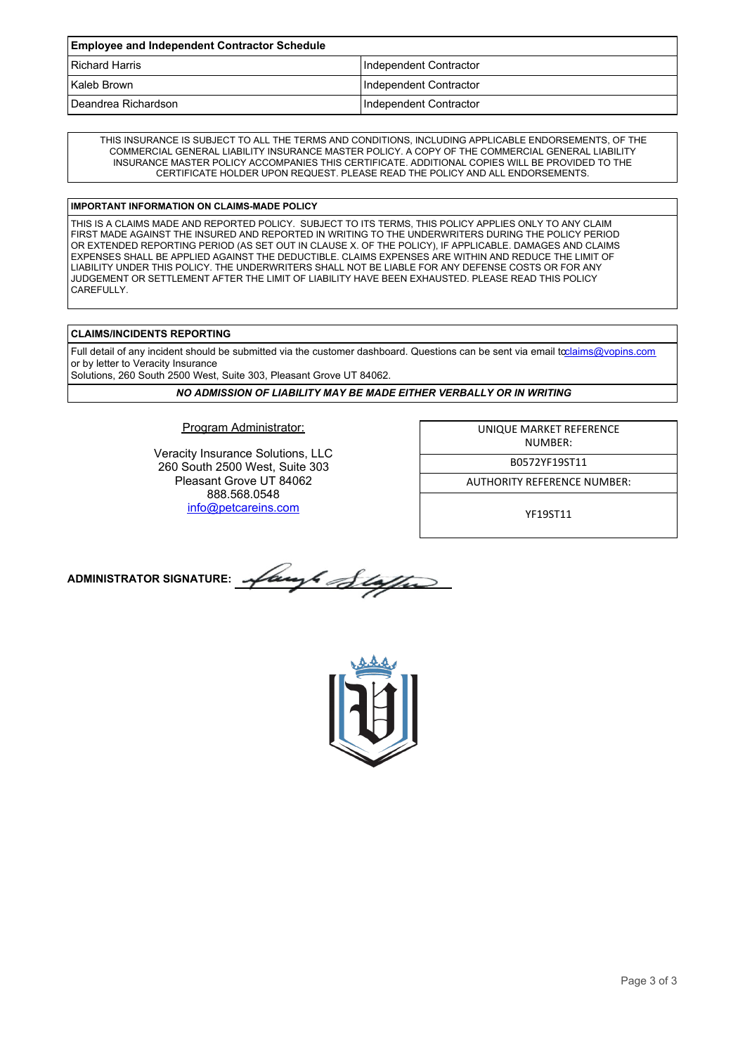| Employee and Independent Contractor Schedule | |
|---|---|
| Richard Harris | Independent Contractor |
| Kaleb Brown | Independent Contractor |
| Deandrea Richardson | Independent Contractor |

THIS INSURANCE IS SUBJECT TO ALL THE TERMS AND CONDITIONS, INCLUDING APPLICABLE ENDORSEMENTS, OF THE COMMERCIAL GENERAL LIABILITY INSURANCE MASTER POLICY. A COPY OF THE COMMERCIAL GENERAL LIABILITY INSURANCE MASTER POLICY ACCOMPANIES THIS CERTIFICATE. ADDITIONAL COPIES WILL BE PROVIDED TO THE CERTIFICATE HOLDER UPON REQUEST. PLEASE READ THE POLICY AND ALL ENDORSEMENTS.

**IMPORTANT INFORMATION ON CLAIMS-MADE POLICY**

THIS IS A CLAIMS MADE AND REPORTED POLICY. SUBJECT TO ITS TERMS, THIS POLICY APPLIES ONLY TO ANY CLAIM FIRST MADE AGAINST THE INSURED AND REPORTED IN WRITING TO THE UNDERWRITERS DURING THE POLICY PERIOD OR EXTENDED REPORTING PERIOD (AS SET OUT IN CLAUSE X. OF THE POLICY), IF APPLICABLE. DAMAGES AND CLAIMS EXPENSES SHALL BE APPLIED AGAINST THE DEDUCTIBLE. CLAIMS EXPENSES ARE WITHIN AND REDUCE THE LIMIT OF LIABILITY UNDER THIS POLICY. THE UNDERWRITERS SHALL NOT BE LIABLE FOR ANY DEFENSE COSTS OR FOR ANY JUDGEMENT OR SETTLEMENT AFTER THE LIMIT OF LIABILITY HAVE BEEN EXHAUSTED. PLEASE READ THIS POLICY CAREFULLY.

**CLAIMS/INCIDENTS REPORTING**

Full detail of any incident should be submitted via the customer dashboard. Questions can be sent via email to claims@vopins.com or by letter to Veracity Insurance Solutions, 260 South 2500 West, Suite 303, Pleasant Grove UT 84062.

***NO ADMISSION OF LIABILITY MAY BE MADE EITHER VERBALLY OR IN WRITING***

Program Administrator:

Veracity Insurance Solutions, LLC
260 South 2500 West, Suite 303
Pleasant Grove UT 84062
888.568.0548
info@petcareins.com

| UNIQUE MARKET REFERENCE NUMBER: |
|---|
| B0572YF19ST11 |
| AUTHORITY REFERENCE NUMBER: |
| YF19ST11 |

**ADMINISTRATOR SIGNATURE:**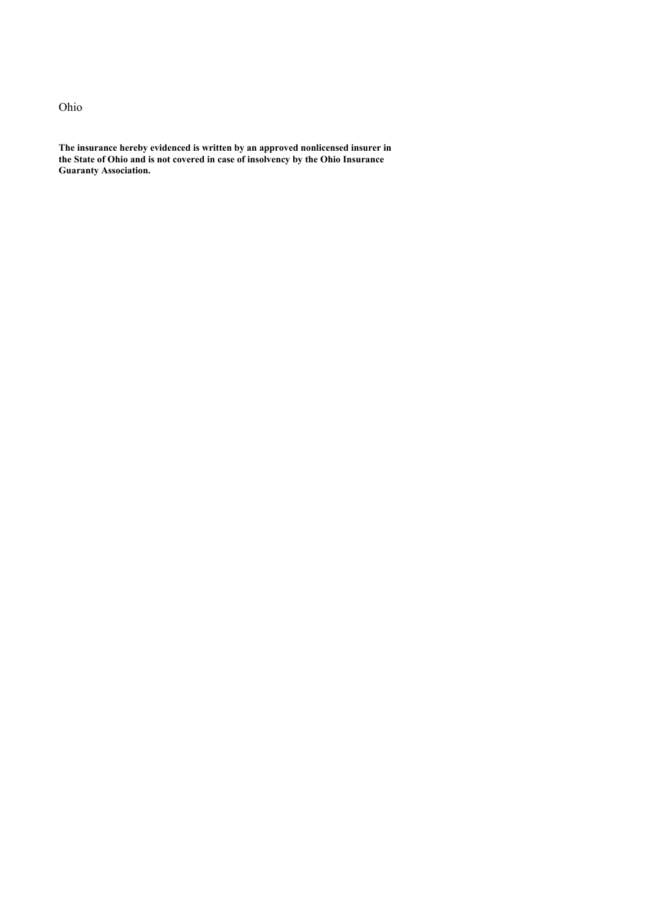Ohio

**The insurance hereby evidenced is written by an approved nonlicensed insurer in the State of Ohio and is not covered in case of insolvency by the Ohio Insurance Guaranty Association.**